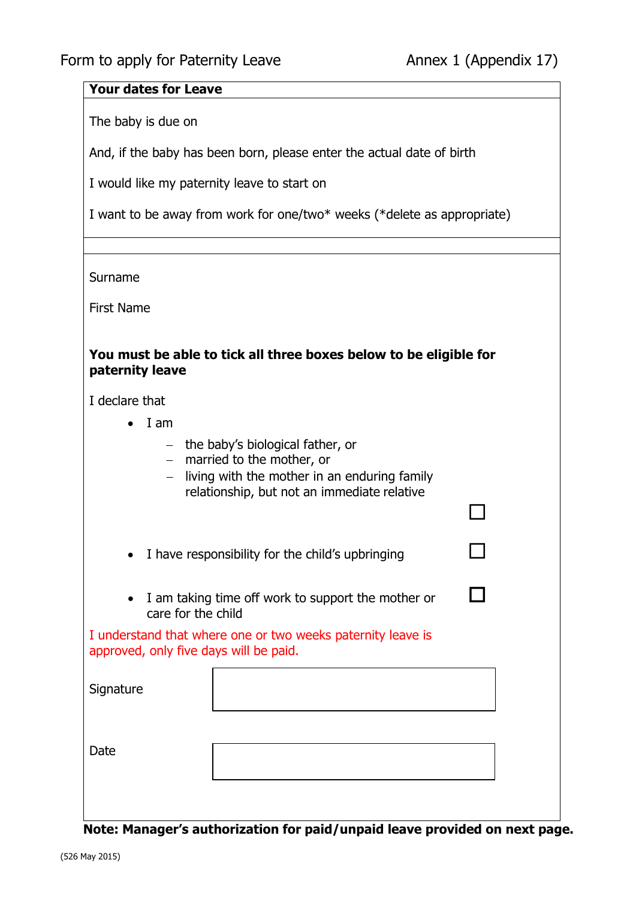Form to apply for Paternity Leave — Annex 1 (Appendix 17)

**Your dates for Leave**

The baby is due on

And, if the baby has been born, please enter the actual date of birth

I would like my paternity leave to start on

I want to be away from work for one/two* weeks (*delete as appropriate)

Surname

First Name

**You must be able to tick all three boxes below to be eligible for paternity leave**

I declare that

- I am
  - the baby's biological father, or
  - married to the mother, or
  - living with the mother in an enduring family relationship, but not an immediate relative ☐
- I have responsibility for the child's upbringing ☐
- I am taking time off work to support the mother or care for the child ☐

I understand that where one or two weeks paternity leave is approved, only five days will be paid.

Signature

Date

**Note: Manager's authorization for paid/unpaid leave provided on next page.**

(526 May 2015)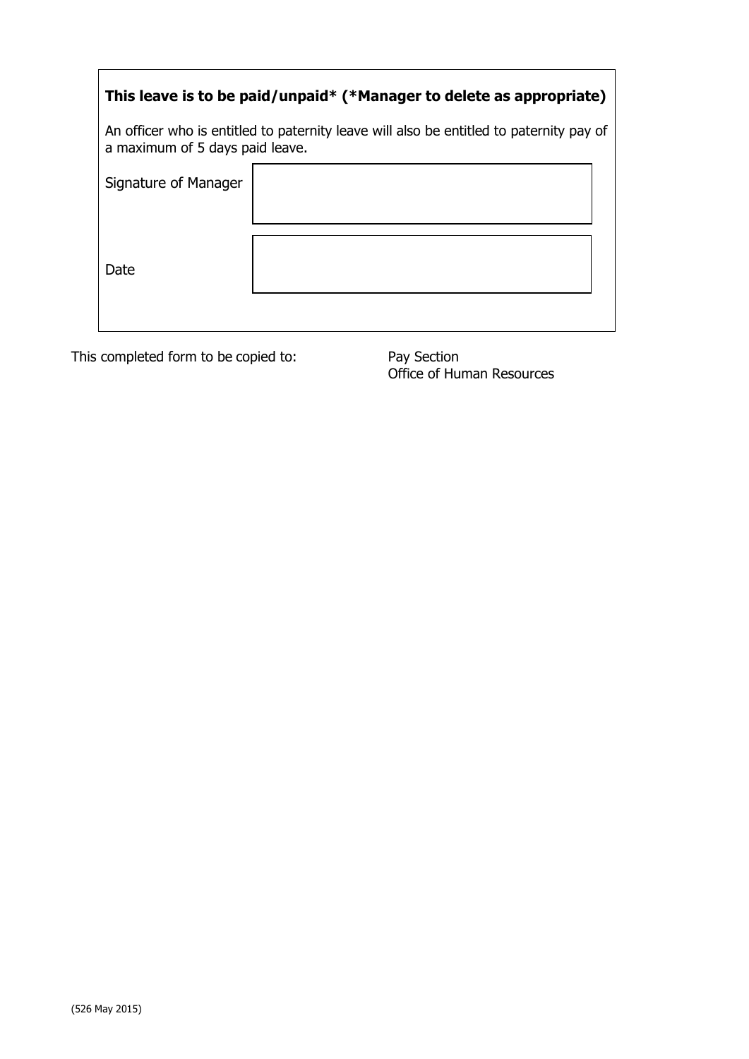**This leave is to be paid/unpaid* (*Manager to delete as appropriate)**

An officer who is entitled to paternity leave will also be entitled to paternity pay of a maximum of 5 days paid leave.

| | |
|---|---|
| Signature of Manager | |
| Date | |

This completed form to be copied to: Pay Section
Office of Human Resources

(526 May 2015)